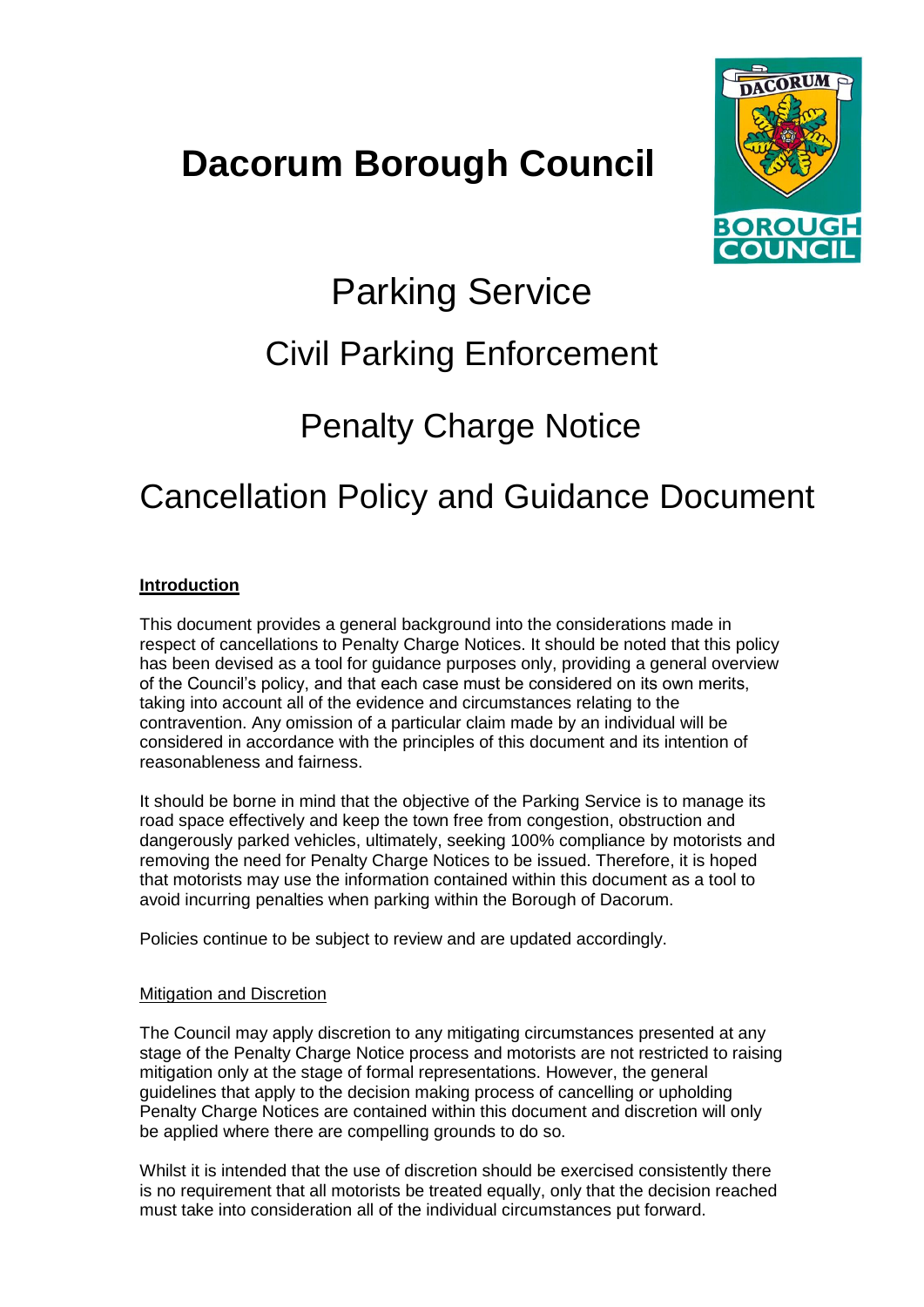# Dacorum Borough Council

## Parking Service

## Civil Parking Enforcement

## Penalty Charge Notice

## Cancellation Policy and Guidance Document

**Introduction**

This document provides a general background into the considerations made in respect of cancellations to Penalty Charge Notices. It should be noted that this policy has been devised as a tool for guidance purposes only, providing a general overview of the Council's policy, and that each case must be considered on its own merits, taking into account all of the evidence and circumstances relating to the contravention. Any omission of a particular claim made by an individual will be considered in accordance with the principles of this document and its intention of reasonableness and fairness.

It should be borne in mind that the objective of the Parking Service is to manage its road space effectively and keep the town free from congestion, obstruction and dangerously parked vehicles, ultimately, seeking 100% compliance by motorists and removing the need for Penalty Charge Notices to be issued. Therefore, it is hoped that motorists may use the information contained within this document as a tool to avoid incurring penalties when parking within the Borough of Dacorum.

Policies continue to be subject to review and are updated accordingly.

Mitigation and Discretion

The Council may apply discretion to any mitigating circumstances presented at any stage of the Penalty Charge Notice process and motorists are not restricted to raising mitigation only at the stage of formal representations. However, the general guidelines that apply to the decision making process of cancelling or upholding Penalty Charge Notices are contained within this document and discretion will only be applied where there are compelling grounds to do so.

Whilst it is intended that the use of discretion should be exercised consistently there is no requirement that all motorists be treated equally, only that the decision reached must take into consideration all of the individual circumstances put forward.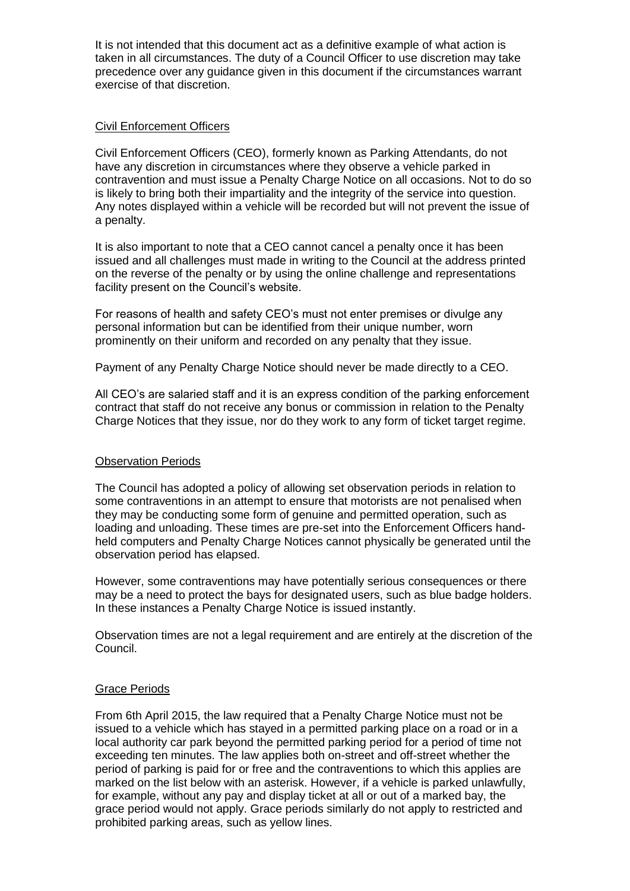It is not intended that this document act as a definitive example of what action is taken in all circumstances. The duty of a Council Officer to use discretion may take precedence over any guidance given in this document if the circumstances warrant exercise of that discretion.

## Civil Enforcement Officers

Civil Enforcement Officers (CEO), formerly known as Parking Attendants, do not have any discretion in circumstances where they observe a vehicle parked in contravention and must issue a Penalty Charge Notice on all occasions. Not to do so is likely to bring both their impartiality and the integrity of the service into question. Any notes displayed within a vehicle will be recorded but will not prevent the issue of a penalty.

It is also important to note that a CEO cannot cancel a penalty once it has been issued and all challenges must made in writing to the Council at the address printed on the reverse of the penalty or by using the online challenge and representations facility present on the Council's website.

For reasons of health and safety CEO's must not enter premises or divulge any personal information but can be identified from their unique number, worn prominently on their uniform and recorded on any penalty that they issue.

Payment of any Penalty Charge Notice should never be made directly to a CEO.

All CEO's are salaried staff and it is an express condition of the parking enforcement contract that staff do not receive any bonus or commission in relation to the Penalty Charge Notices that they issue, nor do they work to any form of ticket target regime.

## Observation Periods

The Council has adopted a policy of allowing set observation periods in relation to some contraventions in an attempt to ensure that motorists are not penalised when they may be conducting some form of genuine and permitted operation, such as loading and unloading. These times are pre-set into the Enforcement Officers hand-held computers and Penalty Charge Notices cannot physically be generated until the observation period has elapsed.

However, some contraventions may have potentially serious consequences or there may be a need to protect the bays for designated users, such as blue badge holders. In these instances a Penalty Charge Notice is issued instantly.

Observation times are not a legal requirement and are entirely at the discretion of the Council.

## Grace Periods

From 6th April 2015, the law required that a Penalty Charge Notice must not be issued to a vehicle which has stayed in a permitted parking place on a road or in a local authority car park beyond the permitted parking period for a period of time not exceeding ten minutes. The law applies both on-street and off-street whether the period of parking is paid for or free and the contraventions to which this applies are marked on the list below with an asterisk. However, if a vehicle is parked unlawfully, for example, without any pay and display ticket at all or out of a marked bay, the grace period would not apply. Grace periods similarly do not apply to restricted and prohibited parking areas, such as yellow lines.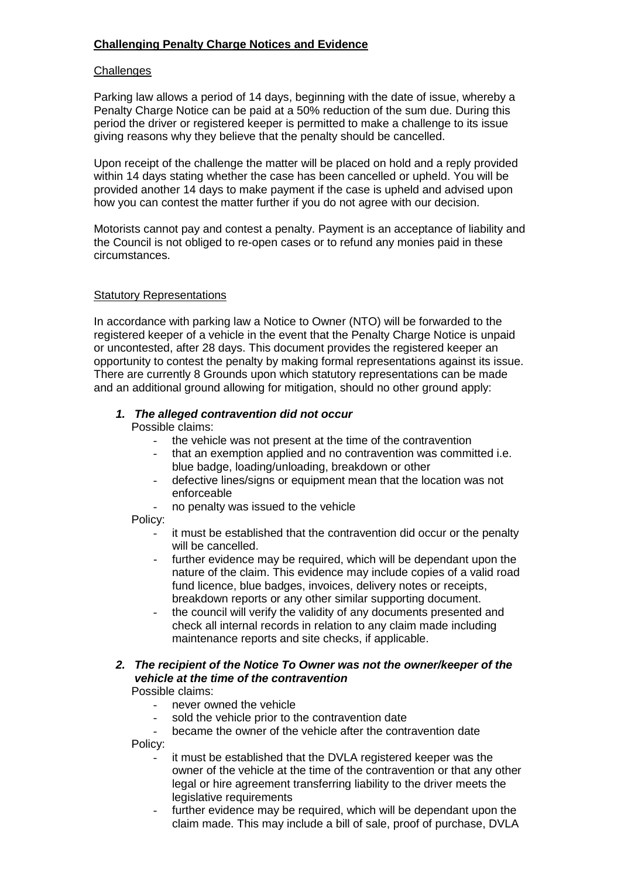**Challenging Penalty Charge Notices and Evidence**

Challenges

Parking law allows a period of 14 days, beginning with the date of issue, whereby a Penalty Charge Notice can be paid at a 50% reduction of the sum due. During this period the driver or registered keeper is permitted to make a challenge to its issue giving reasons why they believe that the penalty should be cancelled.

Upon receipt of the challenge the matter will be placed on hold and a reply provided within 14 days stating whether the case has been cancelled or upheld. You will be provided another 14 days to make payment if the case is upheld and advised upon how you can contest the matter further if you do not agree with our decision.

Motorists cannot pay and contest a penalty. Payment is an acceptance of liability and the Council is not obliged to re-open cases or to refund any monies paid in these circumstances.

Statutory Representations

In accordance with parking law a Notice to Owner (NTO) will be forwarded to the registered keeper of a vehicle in the event that the Penalty Charge Notice is unpaid or uncontested, after 28 days. This document provides the registered keeper an opportunity to contest the penalty by making formal representations against its issue. There are currently 8 Grounds upon which statutory representations can be made and an additional ground allowing for mitigation, should no other ground apply:

1. ***The alleged contravention did not occur***

   Possible claims:
   - the vehicle was not present at the time of the contravention
   - that an exemption applied and no contravention was committed i.e. blue badge, loading/unloading, breakdown or other
   - defective lines/signs or equipment mean that the location was not enforceable
   - no penalty was issued to the vehicle

   Policy:
   - it must be established that the contravention did occur or the penalty will be cancelled.
   - further evidence may be required, which will be dependant upon the nature of the claim. This evidence may include copies of a valid road fund licence, blue badges, invoices, delivery notes or receipts, breakdown reports or any other similar supporting document.
   - the council will verify the validity of any documents presented and check all internal records in relation to any claim made including maintenance reports and site checks, if applicable.

2. ***The recipient of the Notice To Owner was not the owner/keeper of the vehicle at the time of the contravention***

   Possible claims:
   - never owned the vehicle
   - sold the vehicle prior to the contravention date
   - became the owner of the vehicle after the contravention date

   Policy:
   - it must be established that the DVLA registered keeper was the owner of the vehicle at the time of the contravention or that any other legal or hire agreement transferring liability to the driver meets the legislative requirements
   - further evidence may be required, which will be dependant upon the claim made. This may include a bill of sale, proof of purchase, DVLA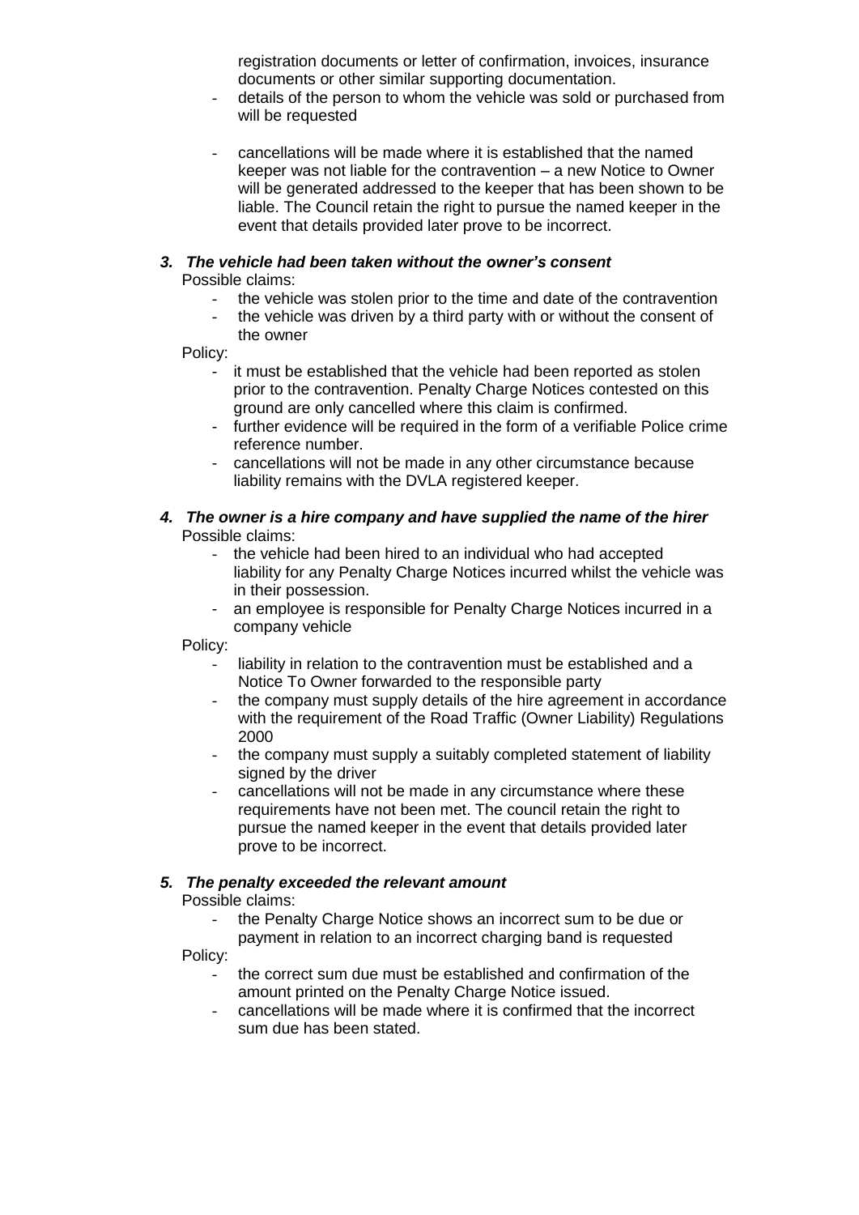registration documents or letter of confirmation, invoices, insurance documents or other similar supporting documentation.

- details of the person to whom the vehicle was sold or purchased from will be requested
- cancellations will be made where it is established that the named keeper was not liable for the contravention – a new Notice to Owner will be generated addressed to the keeper that has been shown to be liable. The Council retain the right to pursue the named keeper in the event that details provided later prove to be incorrect.

***3. The vehicle had been taken without the owner's consent***

Possible claims:

- the vehicle was stolen prior to the time and date of the contravention
- the vehicle was driven by a third party with or without the consent of the owner

Policy:

- it must be established that the vehicle had been reported as stolen prior to the contravention. Penalty Charge Notices contested on this ground are only cancelled where this claim is confirmed.
- further evidence will be required in the form of a verifiable Police crime reference number.
- cancellations will not be made in any other circumstance because liability remains with the DVLA registered keeper.

***4. The owner is a hire company and have supplied the name of the hirer***

Possible claims:

- the vehicle had been hired to an individual who had accepted liability for any Penalty Charge Notices incurred whilst the vehicle was in their possession.
- an employee is responsible for Penalty Charge Notices incurred in a company vehicle

Policy:

- liability in relation to the contravention must be established and a Notice To Owner forwarded to the responsible party
- the company must supply details of the hire agreement in accordance with the requirement of the Road Traffic (Owner Liability) Regulations 2000
- the company must supply a suitably completed statement of liability signed by the driver
- cancellations will not be made in any circumstance where these requirements have not been met. The council retain the right to pursue the named keeper in the event that details provided later prove to be incorrect.

***5. The penalty exceeded the relevant amount***

Possible claims:

- the Penalty Charge Notice shows an incorrect sum to be due or payment in relation to an incorrect charging band is requested

Policy:

- the correct sum due must be established and confirmation of the amount printed on the Penalty Charge Notice issued.
- cancellations will be made where it is confirmed that the incorrect sum due has been stated.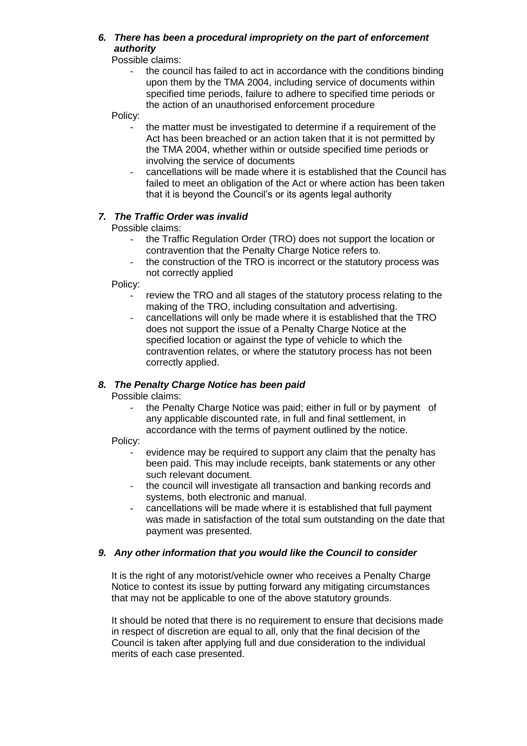### *6. There has been a procedural impropriety on the part of enforcement authority*

Possible claims:

- the council has failed to act in accordance with the conditions binding upon them by the TMA 2004, including service of documents within specified time periods, failure to adhere to specified time periods or the action of an unauthorised enforcement procedure

Policy:

- the matter must be investigated to determine if a requirement of the Act has been breached or an action taken that it is not permitted by the TMA 2004, whether within or outside specified time periods or involving the service of documents
- cancellations will be made where it is established that the Council has failed to meet an obligation of the Act or where action has been taken that it is beyond the Council's or its agents legal authority

### *7. The Traffic Order was invalid*

Possible claims:

- the Traffic Regulation Order (TRO) does not support the location or contravention that the Penalty Charge Notice refers to.
- the construction of the TRO is incorrect or the statutory process was not correctly applied

Policy:

- review the TRO and all stages of the statutory process relating to the making of the TRO, including consultation and advertising.
- cancellations will only be made where it is established that the TRO does not support the issue of a Penalty Charge Notice at the specified location or against the type of vehicle to which the contravention relates, or where the statutory process has not been correctly applied.

### *8. The Penalty Charge Notice has been paid*

Possible claims:

- the Penalty Charge Notice was paid; either in full or by payment of any applicable discounted rate, in full and final settlement, in accordance with the terms of payment outlined by the notice.

Policy:

- evidence may be required to support any claim that the penalty has been paid. This may include receipts, bank statements or any other such relevant document.
- the council will investigate all transaction and banking records and systems, both electronic and manual.
- cancellations will be made where it is established that full payment was made in satisfaction of the total sum outstanding on the date that payment was presented.

### *9. Any other information that you would like the Council to consider*

It is the right of any motorist/vehicle owner who receives a Penalty Charge Notice to contest its issue by putting forward any mitigating circumstances that may not be applicable to one of the above statutory grounds.

It should be noted that there is no requirement to ensure that decisions made in respect of discretion are equal to all, only that the final decision of the Council is taken after applying full and due consideration to the individual merits of each case presented.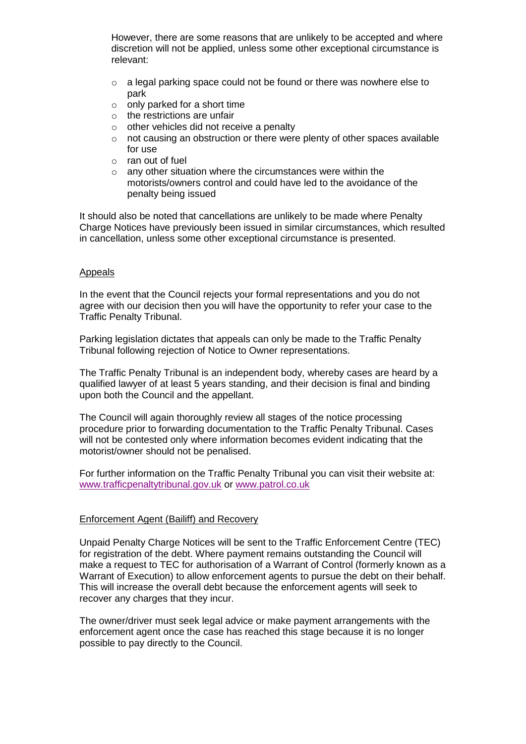However, there are some reasons that are unlikely to be accepted and where discretion will not be applied, unless some other exceptional circumstance is relevant:

- a legal parking space could not be found or there was nowhere else to park
- only parked for a short time
- the restrictions are unfair
- other vehicles did not receive a penalty
- not causing an obstruction or there were plenty of other spaces available for use
- ran out of fuel
- any other situation where the circumstances were within the motorists/owners control and could have led to the avoidance of the penalty being issued

It should also be noted that cancellations are unlikely to be made where Penalty Charge Notices have previously been issued in similar circumstances, which resulted in cancellation, unless some other exceptional circumstance is presented.

## Appeals

In the event that the Council rejects your formal representations and you do not agree with our decision then you will have the opportunity to refer your case to the Traffic Penalty Tribunal.

Parking legislation dictates that appeals can only be made to the Traffic Penalty Tribunal following rejection of Notice to Owner representations.

The Traffic Penalty Tribunal is an independent body, whereby cases are heard by a qualified lawyer of at least 5 years standing, and their decision is final and binding upon both the Council and the appellant.

The Council will again thoroughly review all stages of the notice processing procedure prior to forwarding documentation to the Traffic Penalty Tribunal. Cases will not be contested only where information becomes evident indicating that the motorist/owner should not be penalised.

For further information on the Traffic Penalty Tribunal you can visit their website at: www.trafficpenaltytribunal.gov.uk or www.patrol.co.uk

## Enforcement Agent (Bailiff) and Recovery

Unpaid Penalty Charge Notices will be sent to the Traffic Enforcement Centre (TEC) for registration of the debt. Where payment remains outstanding the Council will make a request to TEC for authorisation of a Warrant of Control (formerly known as a Warrant of Execution) to allow enforcement agents to pursue the debt on their behalf. This will increase the overall debt because the enforcement agents will seek to recover any charges that they incur.

The owner/driver must seek legal advice or make payment arrangements with the enforcement agent once the case has reached this stage because it is no longer possible to pay directly to the Council.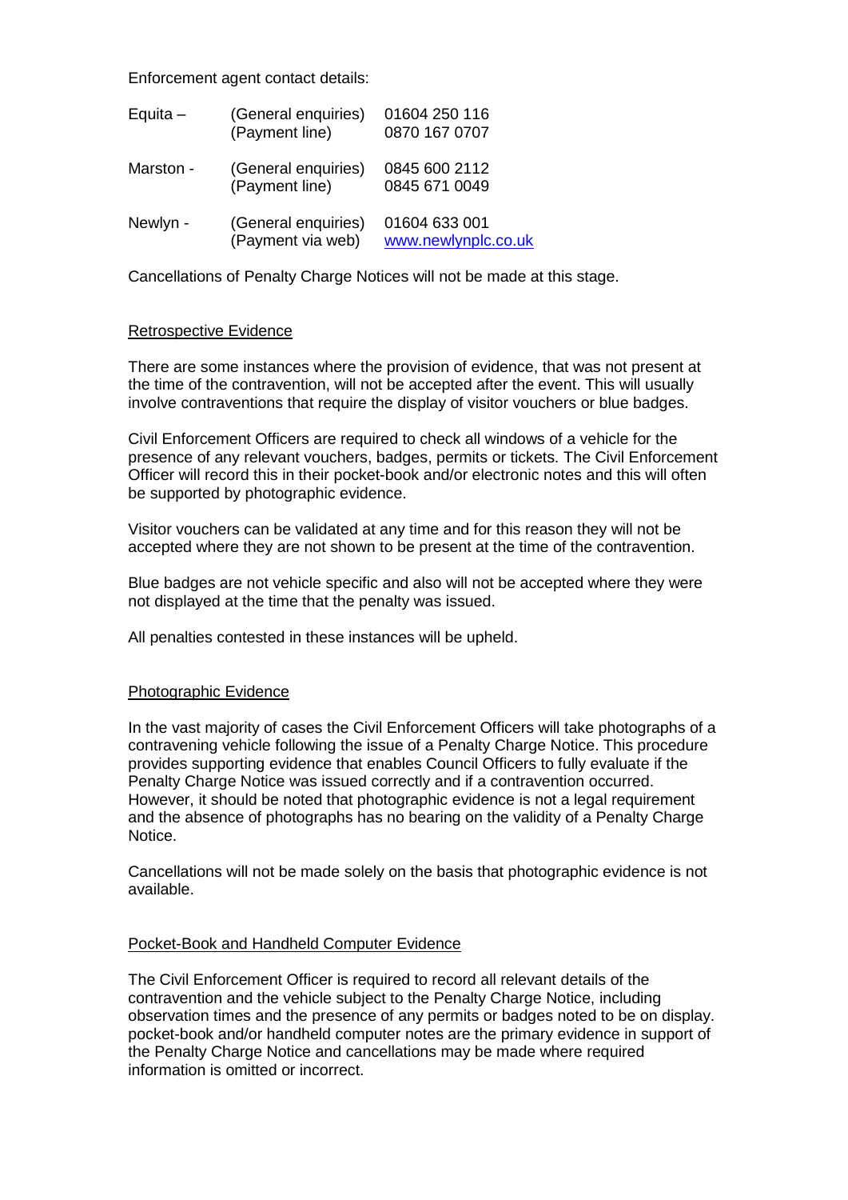Enforcement agent contact details:

| | | |
|---|---|---|
| Equita – | (General enquiries)<br>(Payment line) | 01604 250 116<br>0870 167 0707 |
| Marston - | (General enquiries)<br>(Payment line) | 0845 600 2112<br>0845 671 0049 |
| Newlyn - | (General enquiries)<br>(Payment via web) | 01604 633 001<br>www.newlynplc.co.uk |

Cancellations of Penalty Charge Notices will not be made at this stage.

## Retrospective Evidence

There are some instances where the provision of evidence, that was not present at the time of the contravention, will not be accepted after the event. This will usually involve contraventions that require the display of visitor vouchers or blue badges.

Civil Enforcement Officers are required to check all windows of a vehicle for the presence of any relevant vouchers, badges, permits or tickets. The Civil Enforcement Officer will record this in their pocket-book and/or electronic notes and this will often be supported by photographic evidence.

Visitor vouchers can be validated at any time and for this reason they will not be accepted where they are not shown to be present at the time of the contravention.

Blue badges are not vehicle specific and also will not be accepted where they were not displayed at the time that the penalty was issued.

All penalties contested in these instances will be upheld.

## Photographic Evidence

In the vast majority of cases the Civil Enforcement Officers will take photographs of a contravening vehicle following the issue of a Penalty Charge Notice. This procedure provides supporting evidence that enables Council Officers to fully evaluate if the Penalty Charge Notice was issued correctly and if a contravention occurred. However, it should be noted that photographic evidence is not a legal requirement and the absence of photographs has no bearing on the validity of a Penalty Charge Notice.

Cancellations will not be made solely on the basis that photographic evidence is not available.

## Pocket-Book and Handheld Computer Evidence

The Civil Enforcement Officer is required to record all relevant details of the contravention and the vehicle subject to the Penalty Charge Notice, including observation times and the presence of any permits or badges noted to be on display. pocket-book and/or handheld computer notes are the primary evidence in support of the Penalty Charge Notice and cancellations may be made where required information is omitted or incorrect.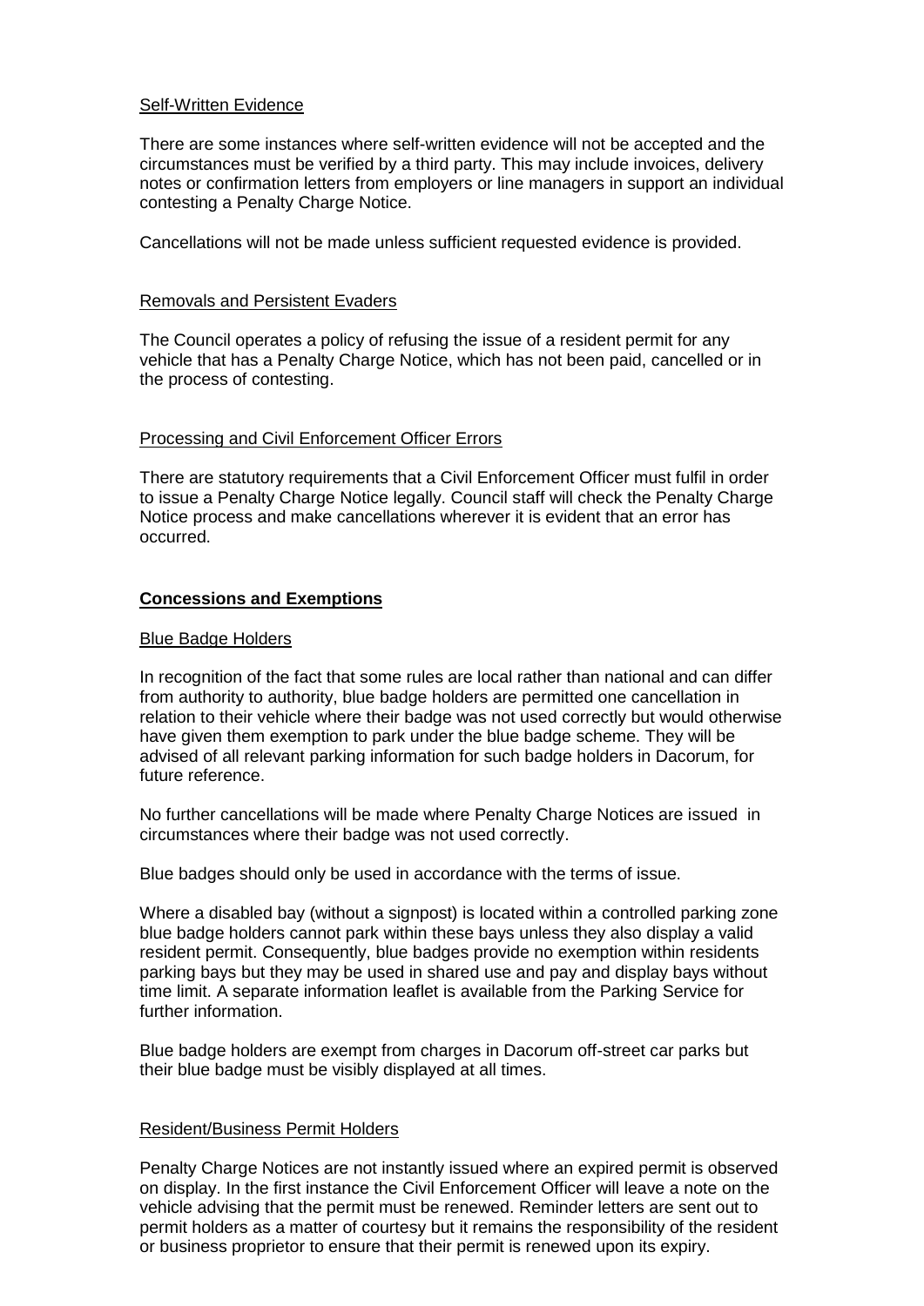Self-Written Evidence

There are some instances where self-written evidence will not be accepted and the circumstances must be verified by a third party. This may include invoices, delivery notes or confirmation letters from employers or line managers in support an individual contesting a Penalty Charge Notice.

Cancellations will not be made unless sufficient requested evidence is provided.

Removals and Persistent Evaders

The Council operates a policy of refusing the issue of a resident permit for any vehicle that has a Penalty Charge Notice, which has not been paid, cancelled or in the process of contesting.

Processing and Civil Enforcement Officer Errors

There are statutory requirements that a Civil Enforcement Officer must fulfil in order to issue a Penalty Charge Notice legally. Council staff will check the Penalty Charge Notice process and make cancellations wherever it is evident that an error has occurred.

## Concessions and Exemptions

Blue Badge Holders

In recognition of the fact that some rules are local rather than national and can differ from authority to authority, blue badge holders are permitted one cancellation in relation to their vehicle where their badge was not used correctly but would otherwise have given them exemption to park under the blue badge scheme. They will be advised of all relevant parking information for such badge holders in Dacorum, for future reference.

No further cancellations will be made where Penalty Charge Notices are issued in circumstances where their badge was not used correctly.

Blue badges should only be used in accordance with the terms of issue.

Where a disabled bay (without a signpost) is located within a controlled parking zone blue badge holders cannot park within these bays unless they also display a valid resident permit. Consequently, blue badges provide no exemption within residents parking bays but they may be used in shared use and pay and display bays without time limit. A separate information leaflet is available from the Parking Service for further information.

Blue badge holders are exempt from charges in Dacorum off-street car parks but their blue badge must be visibly displayed at all times.

Resident/Business Permit Holders

Penalty Charge Notices are not instantly issued where an expired permit is observed on display. In the first instance the Civil Enforcement Officer will leave a note on the vehicle advising that the permit must be renewed. Reminder letters are sent out to permit holders as a matter of courtesy but it remains the responsibility of the resident or business proprietor to ensure that their permit is renewed upon its expiry.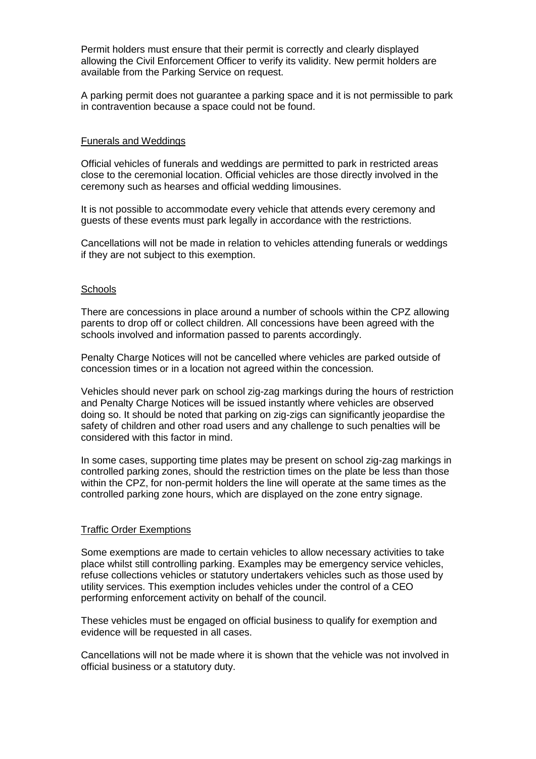Permit holders must ensure that their permit is correctly and clearly displayed allowing the Civil Enforcement Officer to verify its validity. New permit holders are available from the Parking Service on request.

A parking permit does not guarantee a parking space and it is not permissible to park in contravention because a space could not be found.

### Funerals and Weddings

Official vehicles of funerals and weddings are permitted to park in restricted areas close to the ceremonial location. Official vehicles are those directly involved in the ceremony such as hearses and official wedding limousines.

It is not possible to accommodate every vehicle that attends every ceremony and guests of these events must park legally in accordance with the restrictions.

Cancellations will not be made in relation to vehicles attending funerals or weddings if they are not subject to this exemption.

### Schools

There are concessions in place around a number of schools within the CPZ allowing parents to drop off or collect children. All concessions have been agreed with the schools involved and information passed to parents accordingly.

Penalty Charge Notices will not be cancelled where vehicles are parked outside of concession times or in a location not agreed within the concession.

Vehicles should never park on school zig-zag markings during the hours of restriction and Penalty Charge Notices will be issued instantly where vehicles are observed doing so. It should be noted that parking on zig-zigs can significantly jeopardise the safety of children and other road users and any challenge to such penalties will be considered with this factor in mind.

In some cases, supporting time plates may be present on school zig-zag markings in controlled parking zones, should the restriction times on the plate be less than those within the CPZ, for non-permit holders the line will operate at the same times as the controlled parking zone hours, which are displayed on the zone entry signage.

### Traffic Order Exemptions

Some exemptions are made to certain vehicles to allow necessary activities to take place whilst still controlling parking. Examples may be emergency service vehicles, refuse collections vehicles or statutory undertakers vehicles such as those used by utility services. This exemption includes vehicles under the control of a CEO performing enforcement activity on behalf of the council.

These vehicles must be engaged on official business to qualify for exemption and evidence will be requested in all cases.

Cancellations will not be made where it is shown that the vehicle was not involved in official business or a statutory duty.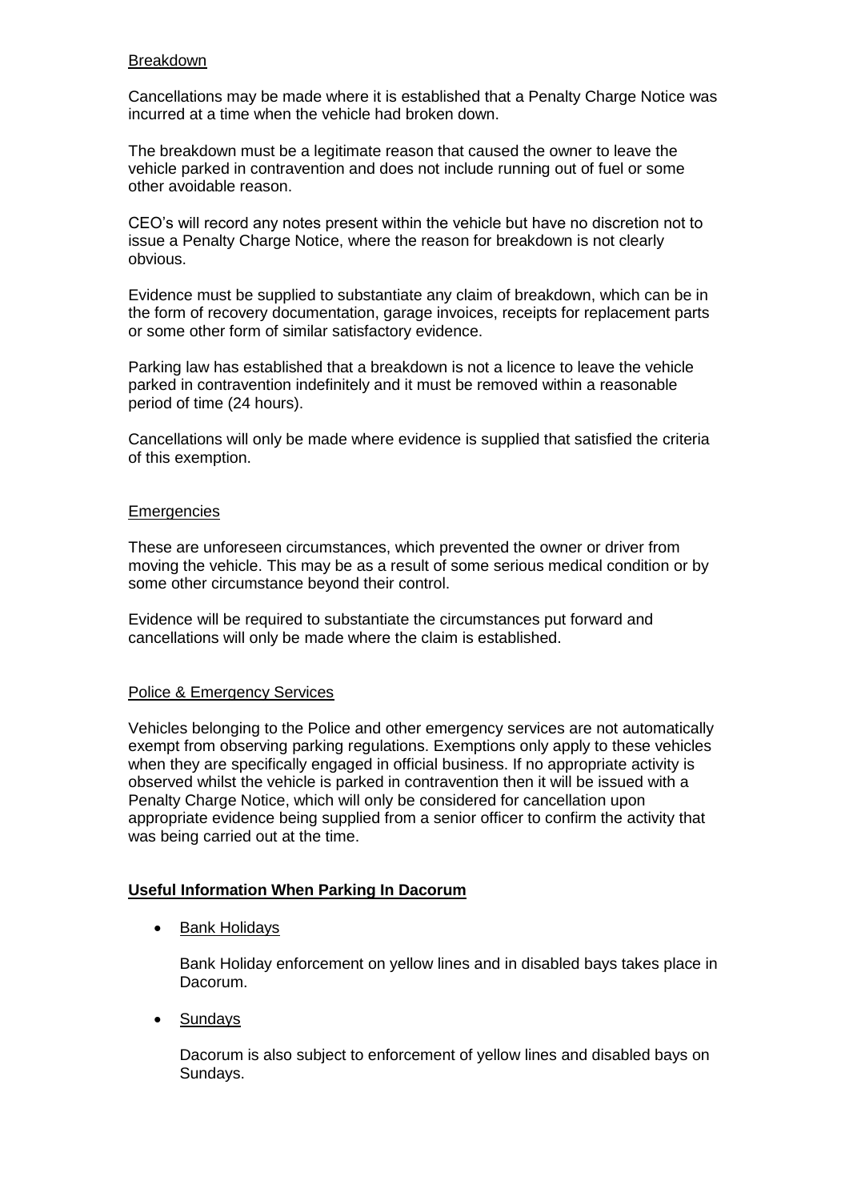Breakdown

Cancellations may be made where it is established that a Penalty Charge Notice was incurred at a time when the vehicle had broken down.

The breakdown must be a legitimate reason that caused the owner to leave the vehicle parked in contravention and does not include running out of fuel or some other avoidable reason.

CEO's will record any notes present within the vehicle but have no discretion not to issue a Penalty Charge Notice, where the reason for breakdown is not clearly obvious.

Evidence must be supplied to substantiate any claim of breakdown, which can be in the form of recovery documentation, garage invoices, receipts for replacement parts or some other form of similar satisfactory evidence.

Parking law has established that a breakdown is not a licence to leave the vehicle parked in contravention indefinitely and it must be removed within a reasonable period of time (24 hours).

Cancellations will only be made where evidence is supplied that satisfied the criteria of this exemption.

Emergencies

These are unforeseen circumstances, which prevented the owner or driver from moving the vehicle. This may be as a result of some serious medical condition or by some other circumstance beyond their control.

Evidence will be required to substantiate the circumstances put forward and cancellations will only be made where the claim is established.

Police & Emergency Services

Vehicles belonging to the Police and other emergency services are not automatically exempt from observing parking regulations. Exemptions only apply to these vehicles when they are specifically engaged in official business. If no appropriate activity is observed whilst the vehicle is parked in contravention then it will be issued with a Penalty Charge Notice, which will only be considered for cancellation upon appropriate evidence being supplied from a senior officer to confirm the activity that was being carried out at the time.

**Useful Information When Parking In Dacorum**

- Bank Holidays

  Bank Holiday enforcement on yellow lines and in disabled bays takes place in Dacorum.

- Sundays

  Dacorum is also subject to enforcement of yellow lines and disabled bays on Sundays.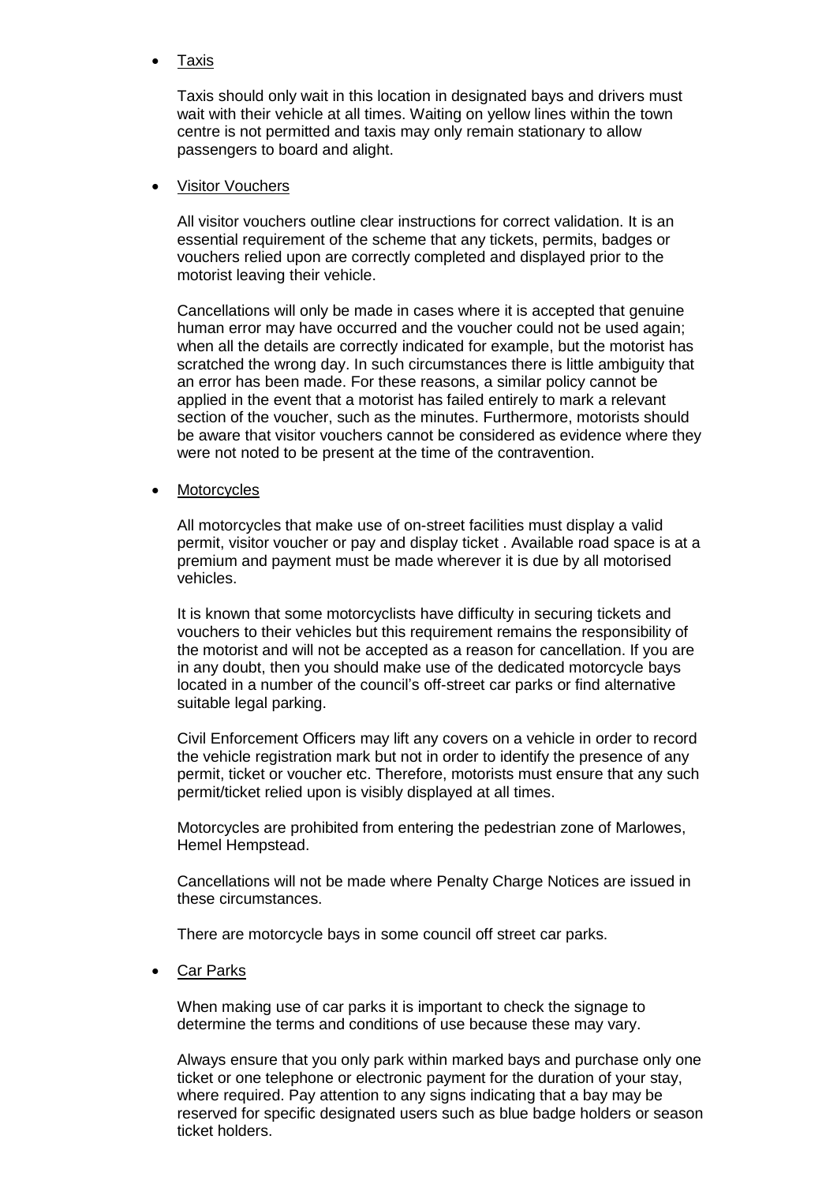- Taxis

  Taxis should only wait in this location in designated bays and drivers must wait with their vehicle at all times. Waiting on yellow lines within the town centre is not permitted and taxis may only remain stationary to allow passengers to board and alight.

- Visitor Vouchers

  All visitor vouchers outline clear instructions for correct validation. It is an essential requirement of the scheme that any tickets, permits, badges or vouchers relied upon are correctly completed and displayed prior to the motorist leaving their vehicle.

  Cancellations will only be made in cases where it is accepted that genuine human error may have occurred and the voucher could not be used again; when all the details are correctly indicated for example, but the motorist has scratched the wrong day. In such circumstances there is little ambiguity that an error has been made. For these reasons, a similar policy cannot be applied in the event that a motorist has failed entirely to mark a relevant section of the voucher, such as the minutes. Furthermore, motorists should be aware that visitor vouchers cannot be considered as evidence where they were not noted to be present at the time of the contravention.

- Motorcycles

  All motorcycles that make use of on-street facilities must display a valid permit, visitor voucher or pay and display ticket . Available road space is at a premium and payment must be made wherever it is due by all motorised vehicles.

  It is known that some motorcyclists have difficulty in securing tickets and vouchers to their vehicles but this requirement remains the responsibility of the motorist and will not be accepted as a reason for cancellation. If you are in any doubt, then you should make use of the dedicated motorcycle bays located in a number of the council's off-street car parks or find alternative suitable legal parking.

  Civil Enforcement Officers may lift any covers on a vehicle in order to record the vehicle registration mark but not in order to identify the presence of any permit, ticket or voucher etc. Therefore, motorists must ensure that any such permit/ticket relied upon is visibly displayed at all times.

  Motorcycles are prohibited from entering the pedestrian zone of Marlowes, Hemel Hempstead.

  Cancellations will not be made where Penalty Charge Notices are issued in these circumstances.

  There are motorcycle bays in some council off street car parks.

- Car Parks

  When making use of car parks it is important to check the signage to determine the terms and conditions of use because these may vary.

  Always ensure that you only park within marked bays and purchase only one ticket or one telephone or electronic payment for the duration of your stay, where required. Pay attention to any signs indicating that a bay may be reserved for specific designated users such as blue badge holders or season ticket holders.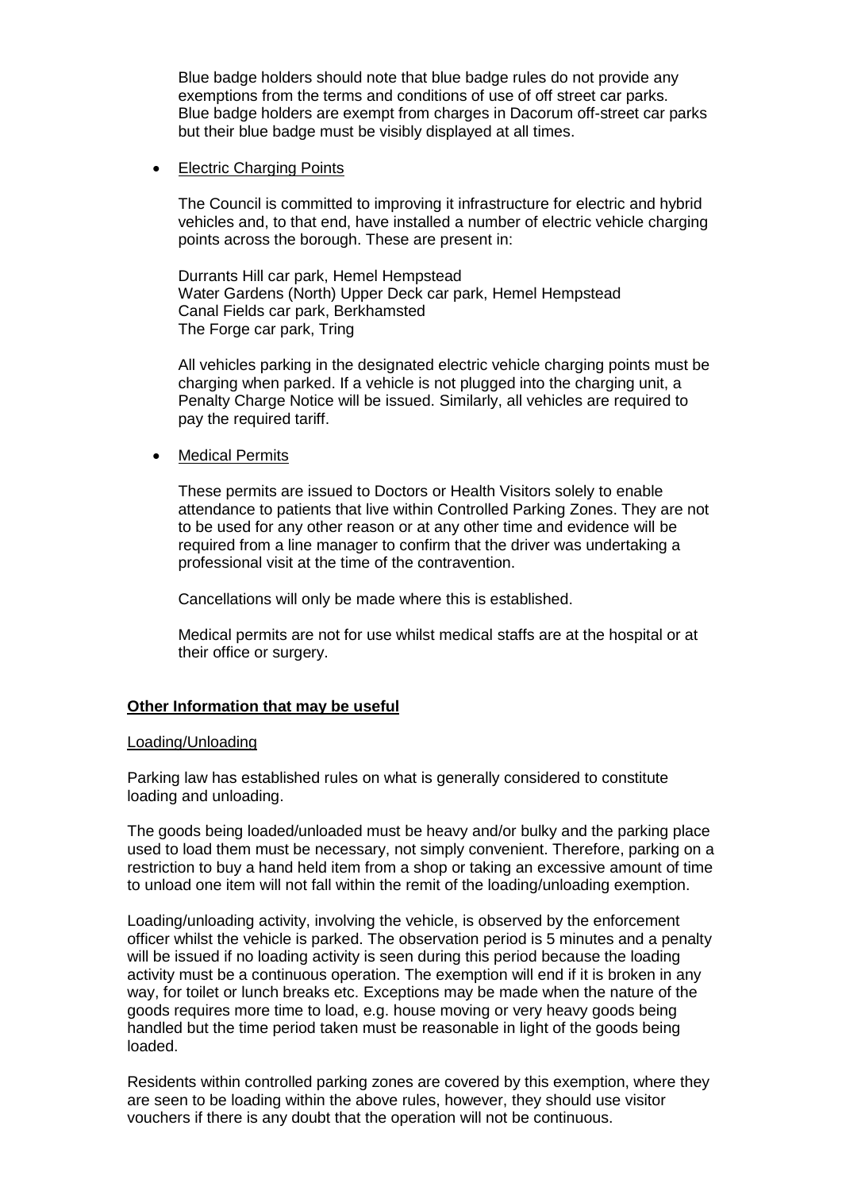Blue badge holders should note that blue badge rules do not provide any exemptions from the terms and conditions of use of off street car parks. Blue badge holders are exempt from charges in Dacorum off-street car parks but their blue badge must be visibly displayed at all times.

- <u>Electric Charging Points</u>

  The Council is committed to improving it infrastructure for electric and hybrid vehicles and, to that end, have installed a number of electric vehicle charging points across the borough. These are present in:

  Durrants Hill car park, Hemel Hempstead
  Water Gardens (North) Upper Deck car park, Hemel Hempstead
  Canal Fields car park, Berkhamsted
  The Forge car park, Tring

  All vehicles parking in the designated electric vehicle charging points must be charging when parked. If a vehicle is not plugged into the charging unit, a Penalty Charge Notice will be issued. Similarly, all vehicles are required to pay the required tariff.

- <u>Medical Permits</u>

  These permits are issued to Doctors or Health Visitors solely to enable attendance to patients that live within Controlled Parking Zones. They are not to be used for any other reason or at any other time and evidence will be required from a line manager to confirm that the driver was undertaking a professional visit at the time of the contravention.

  Cancellations will only be made where this is established.

  Medical permits are not for use whilst medical staffs are at the hospital or at their office or surgery.

## Other Information that may be useful

### Loading/Unloading

Parking law has established rules on what is generally considered to constitute loading and unloading.

The goods being loaded/unloaded must be heavy and/or bulky and the parking place used to load them must be necessary, not simply convenient. Therefore, parking on a restriction to buy a hand held item from a shop or taking an excessive amount of time to unload one item will not fall within the remit of the loading/unloading exemption.

Loading/unloading activity, involving the vehicle, is observed by the enforcement officer whilst the vehicle is parked. The observation period is 5 minutes and a penalty will be issued if no loading activity is seen during this period because the loading activity must be a continuous operation. The exemption will end if it is broken in any way, for toilet or lunch breaks etc. Exceptions may be made when the nature of the goods requires more time to load, e.g. house moving or very heavy goods being handled but the time period taken must be reasonable in light of the goods being loaded.

Residents within controlled parking zones are covered by this exemption, where they are seen to be loading within the above rules, however, they should use visitor vouchers if there is any doubt that the operation will not be continuous.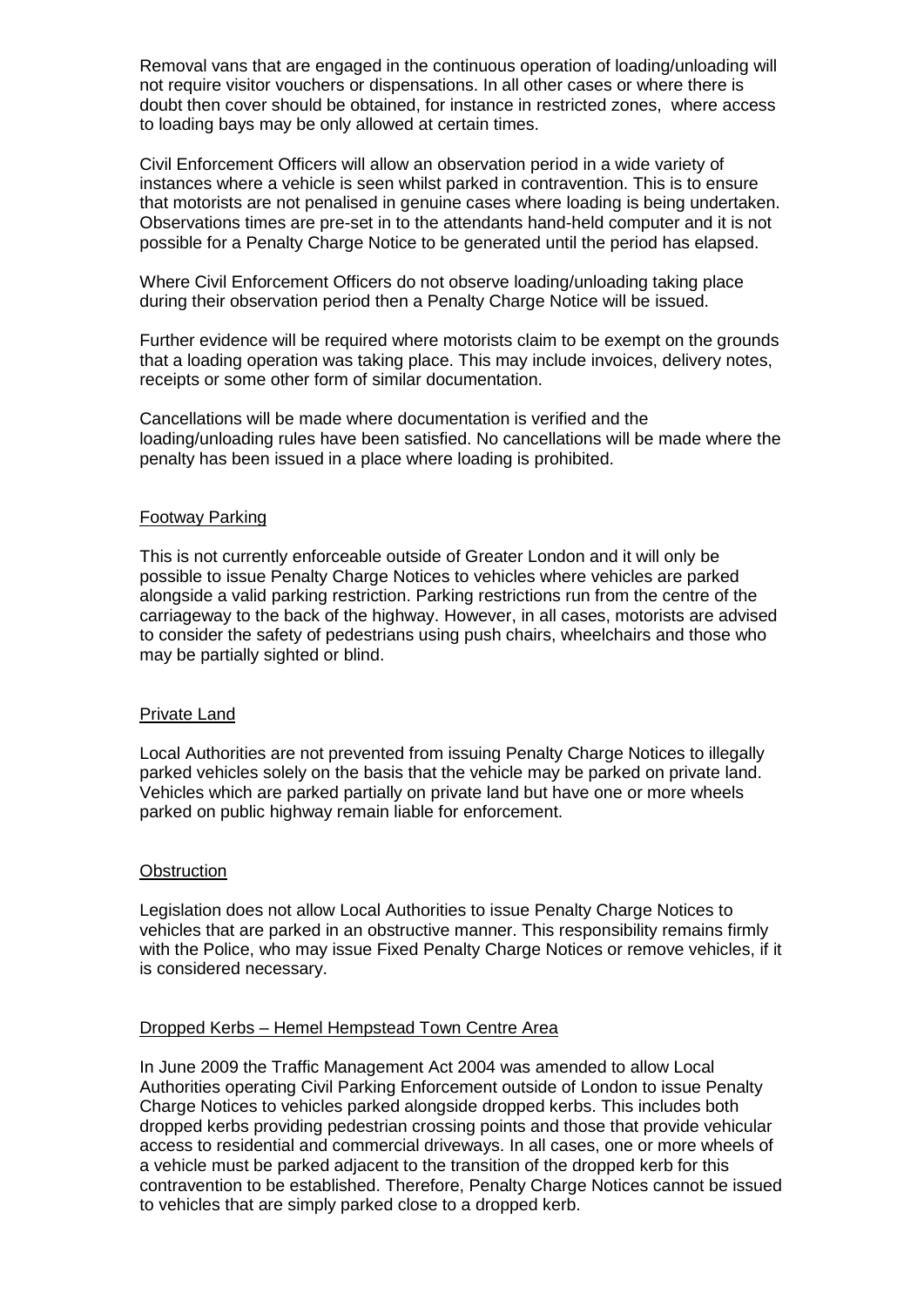Removal vans that are engaged in the continuous operation of loading/unloading will not require visitor vouchers or dispensations. In all other cases or where there is doubt then cover should be obtained, for instance in restricted zones, where access to loading bays may be only allowed at certain times.

Civil Enforcement Officers will allow an observation period in a wide variety of instances where a vehicle is seen whilst parked in contravention. This is to ensure that motorists are not penalised in genuine cases where loading is being undertaken. Observations times are pre-set in to the attendants hand-held computer and it is not possible for a Penalty Charge Notice to be generated until the period has elapsed.

Where Civil Enforcement Officers do not observe loading/unloading taking place during their observation period then a Penalty Charge Notice will be issued.

Further evidence will be required where motorists claim to be exempt on the grounds that a loading operation was taking place. This may include invoices, delivery notes, receipts or some other form of similar documentation.

Cancellations will be made where documentation is verified and the loading/unloading rules have been satisfied. No cancellations will be made where the penalty has been issued in a place where loading is prohibited.

## Footway Parking

This is not currently enforceable outside of Greater London and it will only be possible to issue Penalty Charge Notices to vehicles where vehicles are parked alongside a valid parking restriction. Parking restrictions run from the centre of the carriageway to the back of the highway. However, in all cases, motorists are advised to consider the safety of pedestrians using push chairs, wheelchairs and those who may be partially sighted or blind.

## Private Land

Local Authorities are not prevented from issuing Penalty Charge Notices to illegally parked vehicles solely on the basis that the vehicle may be parked on private land. Vehicles which are parked partially on private land but have one or more wheels parked on public highway remain liable for enforcement.

## Obstruction

Legislation does not allow Local Authorities to issue Penalty Charge Notices to vehicles that are parked in an obstructive manner. This responsibility remains firmly with the Police, who may issue Fixed Penalty Charge Notices or remove vehicles, if it is considered necessary.

## Dropped Kerbs – Hemel Hempstead Town Centre Area

In June 2009 the Traffic Management Act 2004 was amended to allow Local Authorities operating Civil Parking Enforcement outside of London to issue Penalty Charge Notices to vehicles parked alongside dropped kerbs. This includes both dropped kerbs providing pedestrian crossing points and those that provide vehicular access to residential and commercial driveways. In all cases, one or more wheels of a vehicle must be parked adjacent to the transition of the dropped kerb for this contravention to be established. Therefore, Penalty Charge Notices cannot be issued to vehicles that are simply parked close to a dropped kerb.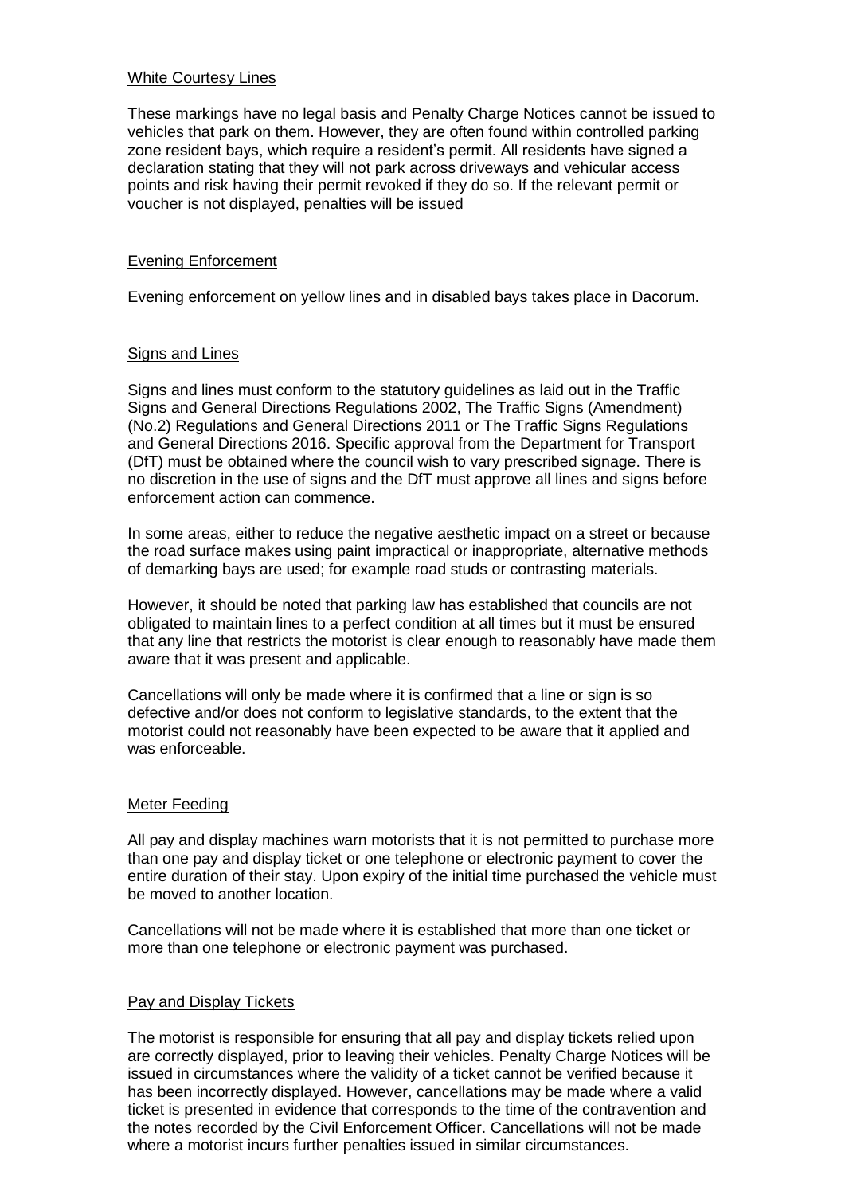## White Courtesy Lines

These markings have no legal basis and Penalty Charge Notices cannot be issued to vehicles that park on them. However, they are often found within controlled parking zone resident bays, which require a resident's permit. All residents have signed a declaration stating that they will not park across driveways and vehicular access points and risk having their permit revoked if they do so. If the relevant permit or voucher is not displayed, penalties will be issued

## Evening Enforcement

Evening enforcement on yellow lines and in disabled bays takes place in Dacorum.

## Signs and Lines

Signs and lines must conform to the statutory guidelines as laid out in the Traffic Signs and General Directions Regulations 2002, The Traffic Signs (Amendment) (No.2) Regulations and General Directions 2011 or The Traffic Signs Regulations and General Directions 2016. Specific approval from the Department for Transport (DfT) must be obtained where the council wish to vary prescribed signage. There is no discretion in the use of signs and the DfT must approve all lines and signs before enforcement action can commence.

In some areas, either to reduce the negative aesthetic impact on a street or because the road surface makes using paint impractical or inappropriate, alternative methods of demarking bays are used; for example road studs or contrasting materials.

However, it should be noted that parking law has established that councils are not obligated to maintain lines to a perfect condition at all times but it must be ensured that any line that restricts the motorist is clear enough to reasonably have made them aware that it was present and applicable.

Cancellations will only be made where it is confirmed that a line or sign is so defective and/or does not conform to legislative standards, to the extent that the motorist could not reasonably have been expected to be aware that it applied and was enforceable.

## Meter Feeding

All pay and display machines warn motorists that it is not permitted to purchase more than one pay and display ticket or one telephone or electronic payment to cover the entire duration of their stay. Upon expiry of the initial time purchased the vehicle must be moved to another location.

Cancellations will not be made where it is established that more than one ticket or more than one telephone or electronic payment was purchased.

## Pay and Display Tickets

The motorist is responsible for ensuring that all pay and display tickets relied upon are correctly displayed, prior to leaving their vehicles. Penalty Charge Notices will be issued in circumstances where the validity of a ticket cannot be verified because it has been incorrectly displayed. However, cancellations may be made where a valid ticket is presented in evidence that corresponds to the time of the contravention and the notes recorded by the Civil Enforcement Officer. Cancellations will not be made where a motorist incurs further penalties issued in similar circumstances.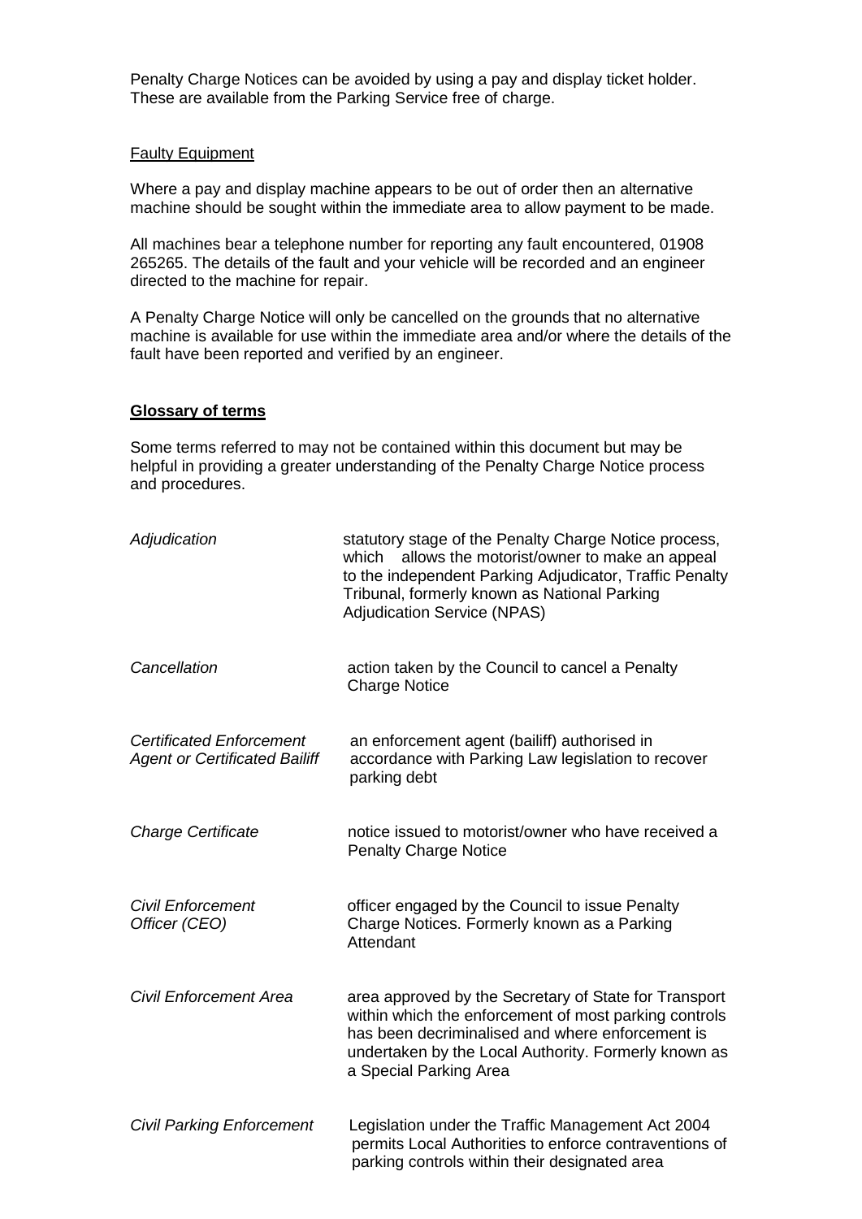Penalty Charge Notices can be avoided by using a pay and display ticket holder. These are available from the Parking Service free of charge.

Faulty Equipment

Where a pay and display machine appears to be out of order then an alternative machine should be sought within the immediate area to allow payment to be made.

All machines bear a telephone number for reporting any fault encountered, 01908 265265. The details of the fault and your vehicle will be recorded and an engineer directed to the machine for repair.

A Penalty Charge Notice will only be cancelled on the grounds that no alternative machine is available for use within the immediate area and/or where the details of the fault have been reported and verified by an engineer.

## Glossary of terms

Some terms referred to may not be contained within this document but may be helpful in providing a greater understanding of the Penalty Charge Notice process and procedures.

| | |
|---|---|
| *Adjudication* | statutory stage of the Penalty Charge Notice process, which allows the motorist/owner to make an appeal to the independent Parking Adjudicator, Traffic Penalty Tribunal, formerly known as National Parking Adjudication Service (NPAS) |
| *Cancellation* | action taken by the Council to cancel a Penalty Charge Notice |
| *Certificated Enforcement Agent or Certificated Bailiff* | an enforcement agent (bailiff) authorised in accordance with Parking Law legislation to recover parking debt |
| *Charge Certificate* | notice issued to motorist/owner who have received a Penalty Charge Notice |
| *Civil Enforcement Officer (CEO)* | officer engaged by the Council to issue Penalty Charge Notices. Formerly known as a Parking Attendant |
| *Civil Enforcement Area* | area approved by the Secretary of State for Transport within which the enforcement of most parking controls has been decriminalised and where enforcement is undertaken by the Local Authority. Formerly known as a Special Parking Area |
| *Civil Parking Enforcement* | Legislation under the Traffic Management Act 2004 permits Local Authorities to enforce contraventions of parking controls within their designated area |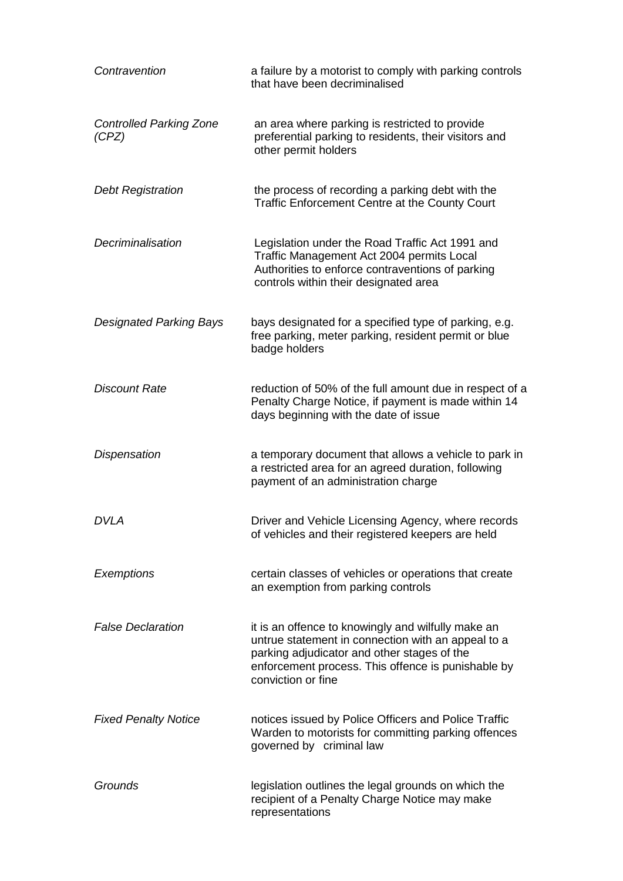| | |
|---|---|
| *Contravention* | a failure by a motorist to comply with parking controls that have been decriminalised |
| *Controlled Parking Zone (CPZ)* | an area where parking is restricted to provide preferential parking to residents, their visitors and other permit holders |
| *Debt Registration* | the process of recording a parking debt with the Traffic Enforcement Centre at the County Court |
| *Decriminalisation* | Legislation under the Road Traffic Act 1991 and Traffic Management Act 2004 permits Local Authorities to enforce contraventions of parking controls within their designated area |
| *Designated Parking Bays* | bays designated for a specified type of parking, e.g. free parking, meter parking, resident permit or blue badge holders |
| *Discount Rate* | reduction of 50% of the full amount due in respect of a Penalty Charge Notice, if payment is made within 14 days beginning with the date of issue |
| *Dispensation* | a temporary document that allows a vehicle to park in a restricted area for an agreed duration, following payment of an administration charge |
| *DVLA* | Driver and Vehicle Licensing Agency, where records of vehicles and their registered keepers are held |
| *Exemptions* | certain classes of vehicles or operations that create an exemption from parking controls |
| *False Declaration* | it is an offence to knowingly and wilfully make an untrue statement in connection with an appeal to a parking adjudicator and other stages of the enforcement process. This offence is punishable by conviction or fine |
| *Fixed Penalty Notice* | notices issued by Police Officers and Police Traffic Warden to motorists for committing parking offences governed by criminal law |
| *Grounds* | legislation outlines the legal grounds on which the recipient of a Penalty Charge Notice may make representations |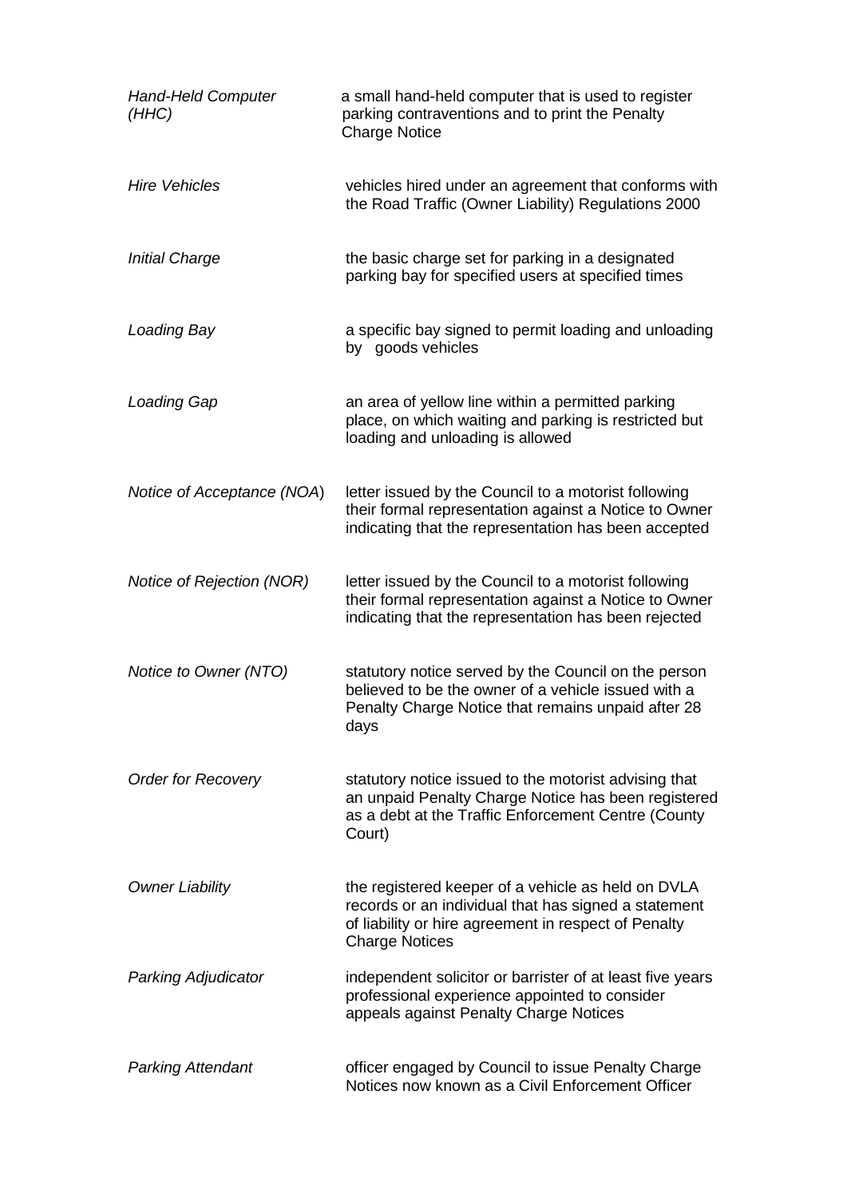| | |
|---|---|
| *Hand-Held Computer (HHC)* | a small hand-held computer that is used to register parking contraventions and to print the Penalty Charge Notice |
| *Hire Vehicles* | vehicles hired under an agreement that conforms with the Road Traffic (Owner Liability) Regulations 2000 |
| *Initial Charge* | the basic charge set for parking in a designated parking bay for specified users at specified times |
| *Loading Bay* | a specific bay signed to permit loading and unloading by goods vehicles |
| *Loading Gap* | an area of yellow line within a permitted parking place, on which waiting and parking is restricted but loading and unloading is allowed |
| *Notice of Acceptance (NOA)* | letter issued by the Council to a motorist following their formal representation against a Notice to Owner indicating that the representation has been accepted |
| *Notice of Rejection (NOR)* | letter issued by the Council to a motorist following their formal representation against a Notice to Owner indicating that the representation has been rejected |
| *Notice to Owner (NTO)* | statutory notice served by the Council on the person believed to be the owner of a vehicle issued with a Penalty Charge Notice that remains unpaid after 28 days |
| *Order for Recovery* | statutory notice issued to the motorist advising that an unpaid Penalty Charge Notice has been registered as a debt at the Traffic Enforcement Centre (County Court) |
| *Owner Liability* | the registered keeper of a vehicle as held on DVLA records or an individual that has signed a statement of liability or hire agreement in respect of Penalty Charge Notices |
| *Parking Adjudicator* | independent solicitor or barrister of at least five years professional experience appointed to consider appeals against Penalty Charge Notices |
| *Parking Attendant* | officer engaged by Council to issue Penalty Charge Notices now known as a Civil Enforcement Officer |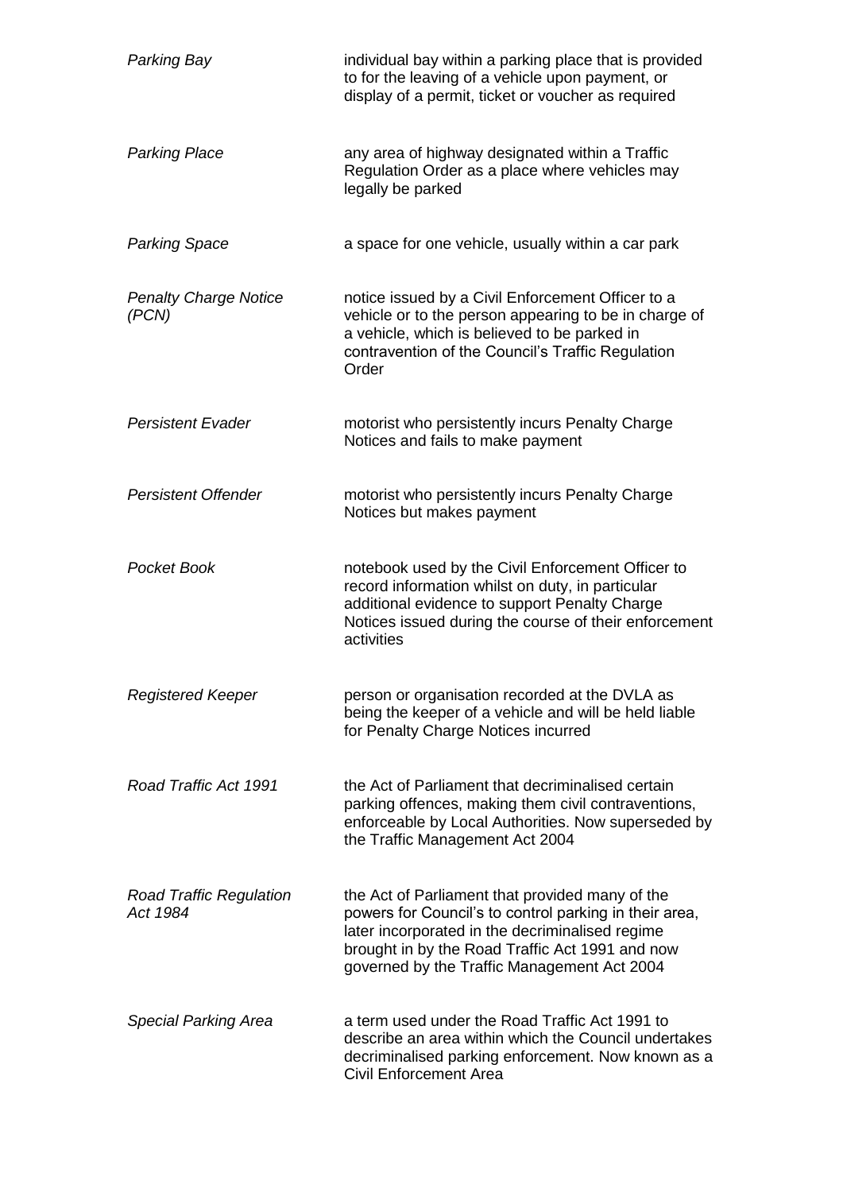| | |
|---|---|
| *Parking Bay* | individual bay within a parking place that is provided to for the leaving of a vehicle upon payment, or display of a permit, ticket or voucher as required |
| *Parking Place* | any area of highway designated within a Traffic Regulation Order as a place where vehicles may legally be parked |
| *Parking Space* | a space for one vehicle, usually within a car park |
| *Penalty Charge Notice (PCN)* | notice issued by a Civil Enforcement Officer to a vehicle or to the person appearing to be in charge of a vehicle, which is believed to be parked in contravention of the Council's Traffic Regulation Order |
| *Persistent Evader* | motorist who persistently incurs Penalty Charge Notices and fails to make payment |
| *Persistent Offender* | motorist who persistently incurs Penalty Charge Notices but makes payment |
| *Pocket Book* | notebook used by the Civil Enforcement Officer to record information whilst on duty, in particular additional evidence to support Penalty Charge Notices issued during the course of their enforcement activities |
| *Registered Keeper* | person or organisation recorded at the DVLA as being the keeper of a vehicle and will be held liable for Penalty Charge Notices incurred |
| *Road Traffic Act 1991* | the Act of Parliament that decriminalised certain parking offences, making them civil contraventions, enforceable by Local Authorities. Now superseded by the Traffic Management Act 2004 |
| *Road Traffic Regulation Act 1984* | the Act of Parliament that provided many of the powers for Council's to control parking in their area, later incorporated in the decriminalised regime brought in by the Road Traffic Act 1991 and now governed by the Traffic Management Act 2004 |
| *Special Parking Area* | a term used under the Road Traffic Act 1991 to describe an area within which the Council undertakes decriminalised parking enforcement. Now known as a Civil Enforcement Area |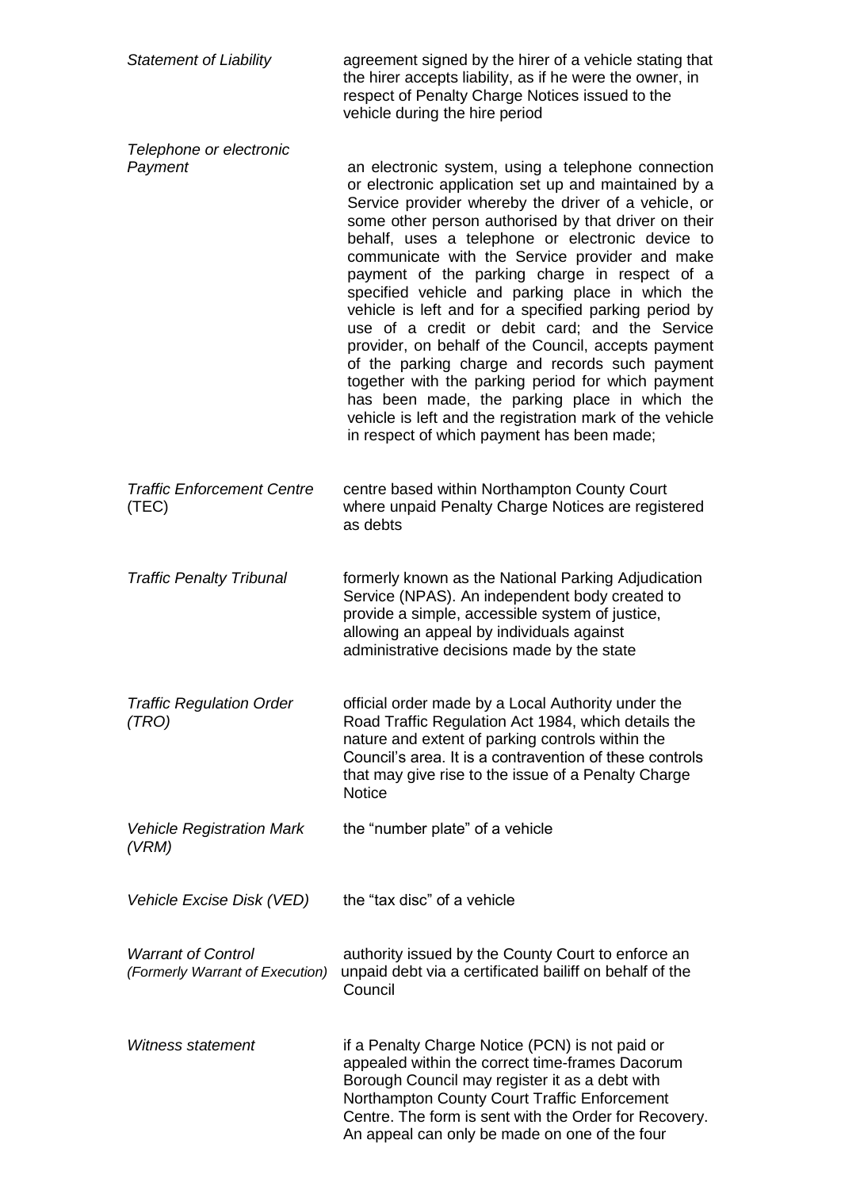| | |
|---|---|
| *Statement of Liability* | agreement signed by the hirer of a vehicle stating that the hirer accepts liability, as if he were the owner, in respect of Penalty Charge Notices issued to the vehicle during the hire period |
| *Telephone or electronic Payment* | an electronic system, using a telephone connection or electronic application set up and maintained by a Service provider whereby the driver of a vehicle, or some other person authorised by that driver on their behalf, uses a telephone or electronic device to communicate with the Service provider and make payment of the parking charge in respect of a specified vehicle and parking place in which the vehicle is left and for a specified parking period by use of a credit or debit card; and the Service provider, on behalf of the Council, accepts payment of the parking charge and records such payment together with the parking period for which payment has been made, the parking place in which the vehicle is left and the registration mark of the vehicle in respect of which payment has been made; |
| *Traffic Enforcement Centre* (TEC) | centre based within Northampton County Court where unpaid Penalty Charge Notices are registered as debts |
| *Traffic Penalty Tribunal* | formerly known as the National Parking Adjudication Service (NPAS). An independent body created to provide a simple, accessible system of justice, allowing an appeal by individuals against administrative decisions made by the state |
| *Traffic Regulation Order (TRO)* | official order made by a Local Authority under the Road Traffic Regulation Act 1984, which details the nature and extent of parking controls within the Council's area. It is a contravention of these controls that may give rise to the issue of a Penalty Charge Notice |
| *Vehicle Registration Mark (VRM)* | the "number plate" of a vehicle |
| *Vehicle Excise Disk (VED)* | the "tax disc" of a vehicle |
| *Warrant of Control (Formerly Warrant of Execution)* | authority issued by the County Court to enforce an unpaid debt via a certificated bailiff on behalf of the Council |
| *Witness statement* | if a Penalty Charge Notice (PCN) is not paid or appealed within the correct time-frames Dacorum Borough Council may register it as a debt with Northampton County Court Traffic Enforcement Centre. The form is sent with the Order for Recovery. An appeal can only be made on one of the four |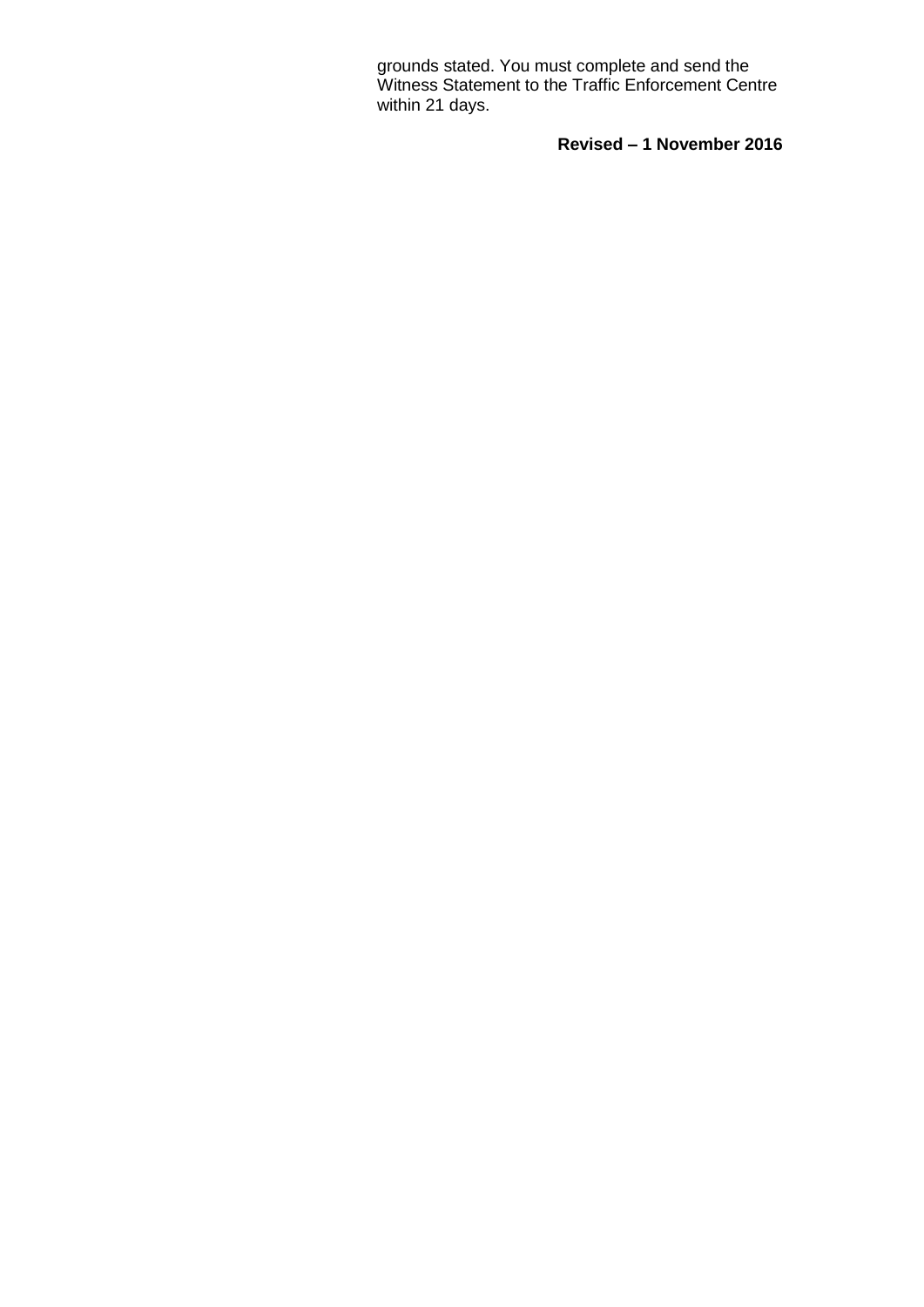grounds stated. You must complete and send the Witness Statement to the Traffic Enforcement Centre within 21 days.

**Revised – 1 November 2016**